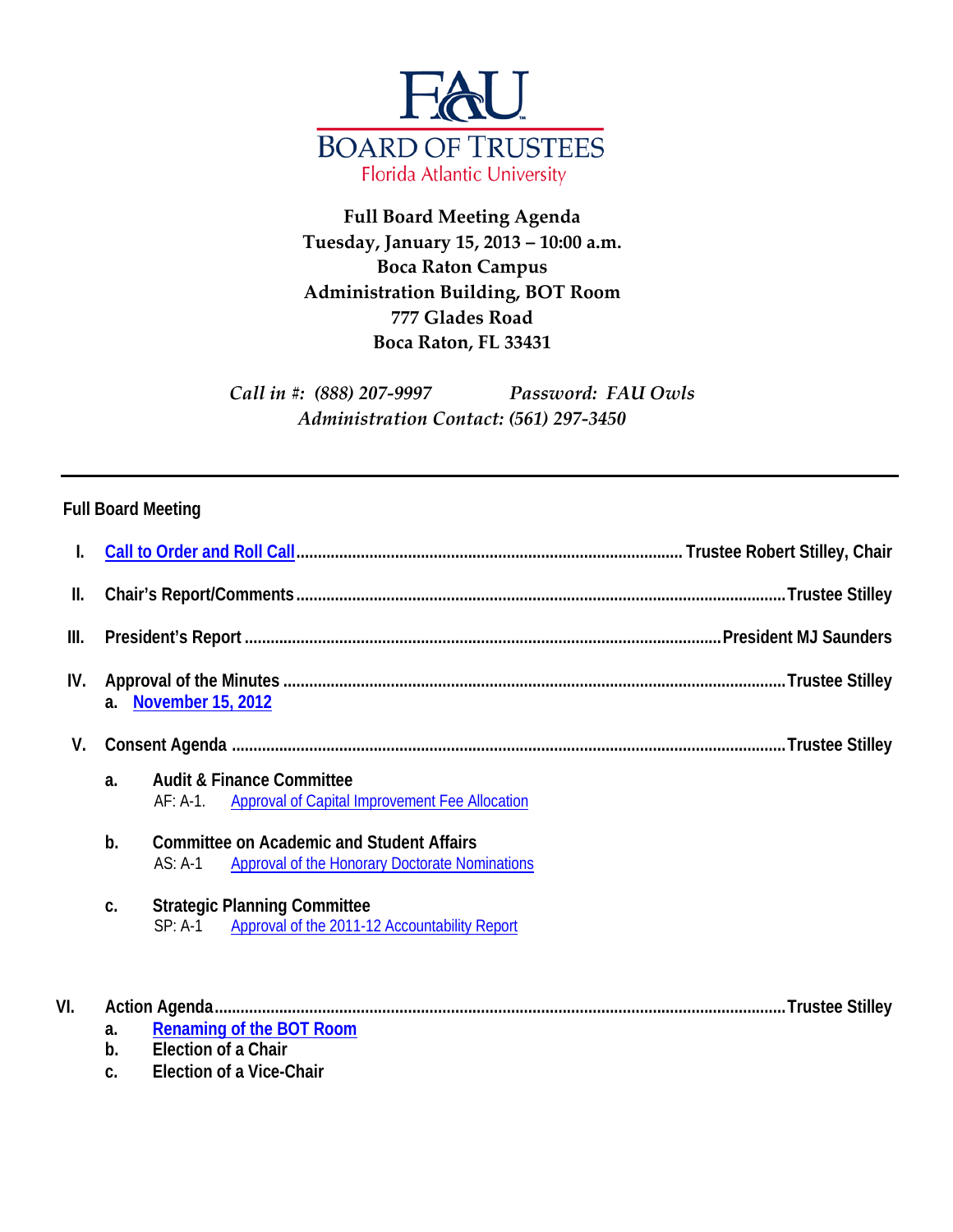# FAU BOARD OF TRUSTEES
Florida Atlantic University

**Full Board Meeting Agenda**
**Tuesday, January 15, 2013 – 10:00 a.m.**
**Boca Raton Campus**
**Administration Building, BOT Room**
**777 Glades Road**
**Boca Raton, FL 33431**

*Call in #: (888) 207-9997 Password: FAU Owls*
*Administration Contact: (561) 297-3450*

---

## Full Board Meeting

**I. Call to Order and Roll Call** ........ **Trustee Robert Stilley, Chair**

**II. Chair's Report/Comments** ........ **Trustee Stilley**

**III. President's Report** ........ **President MJ Saunders**

**IV. Approval of the Minutes** ........ **Trustee Stilley**
- **a. November 15, 2012**

**V. Consent Agenda** ........ **Trustee Stilley**

- **a. Audit & Finance Committee**
  - AF: A-1. Approval of Capital Improvement Fee Allocation
- **b. Committee on Academic and Student Affairs**
  - AS: A-1 Approval of the Honorary Doctorate Nominations
- **c. Strategic Planning Committee**
  - SP: A-1 Approval of the 2011-12 Accountability Report

**VI. Action Agenda** ........ **Trustee Stilley**
- **a. Renaming of the BOT Room**
- **b. Election of a Chair**
- **c. Election of a Vice-Chair**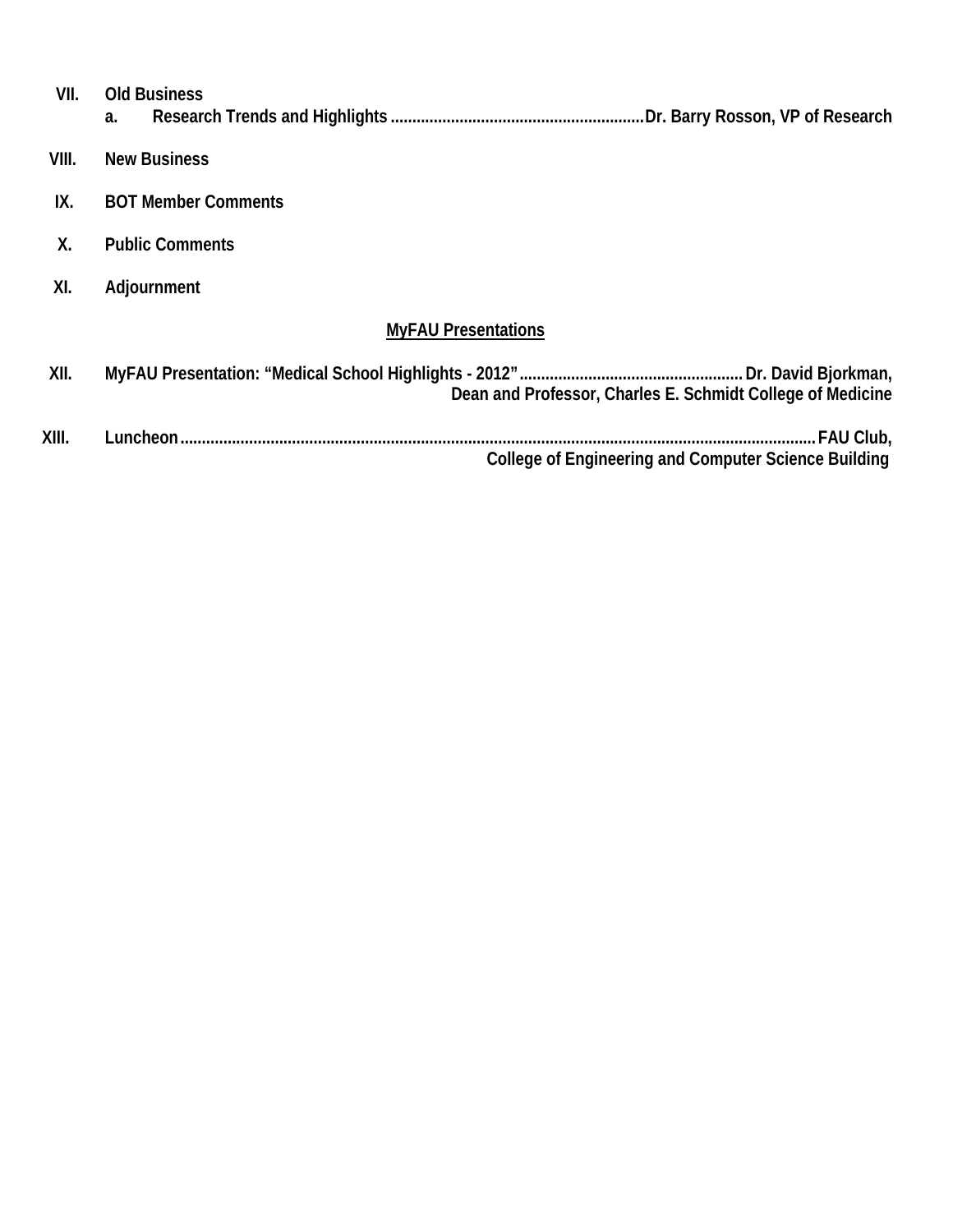**VII. Old Business**

**a. Research Trends and Highlights ........................................................... Dr. Barry Rosson, VP of Research**

**VIII. New Business**

**IX. BOT Member Comments**

**X. Public Comments**

**XI. Adjournment**

**<u>MyFAU Presentations</u>**

**XII. MyFAU Presentation: "Medical School Highlights - 2012" .................................................. Dr. David Bjorkman, Dean and Professor, Charles E. Schmidt College of Medicine**

**XIII. Luncheon .................................................................................................................................................. FAU Club, College of Engineering and Computer Science Building**